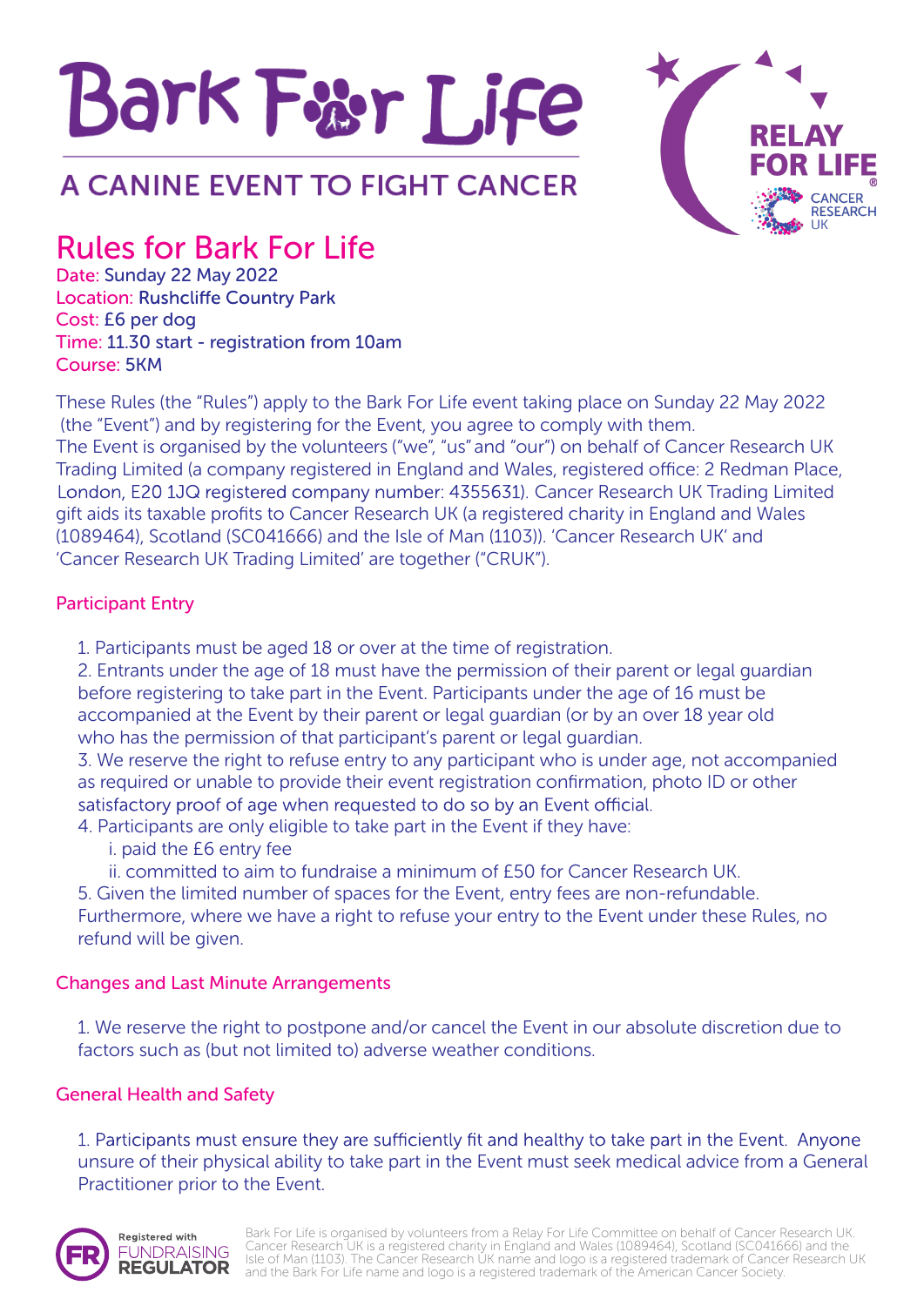# Bark For Life

## A CANINE EVENT TO FIGHT CANCER

RELAY FOR LIFE®
CANCER RESEARCH UK

## Rules for Bark For Life

Date: Sunday 22 May 2022
Location: Rushcliffe Country Park
Cost: £6 per dog
Time: 11.30 start - registration from 10am
Course: 5KM

These Rules (the "Rules") apply to the Bark For Life event taking place on Sunday 22 May 2022 (the "Event") and by registering for the Event, you agree to comply with them.
The Event is organised by the volunteers ("we", "us" and "our") on behalf of Cancer Research UK Trading Limited (a company registered in England and Wales, registered office: 2 Redman Place, London, E20 1JQ registered company number: 4355631). Cancer Research UK Trading Limited gift aids its taxable profits to Cancer Research UK (a registered charity in England and Wales (1089464), Scotland (SC041666) and the Isle of Man (1103)). 'Cancer Research UK' and 'Cancer Research UK Trading Limited' are together ("CRUK").

### Participant Entry

1. Participants must be aged 18 or over at the time of registration.
2. Entrants under the age of 18 must have the permission of their parent or legal guardian before registering to take part in the Event. Participants under the age of 16 must be accompanied at the Event by their parent or legal guardian (or by an over 18 year old who has the permission of that participant's parent or legal guardian.
3. We reserve the right to refuse entry to any participant who is under age, not accompanied as required or unable to provide their event registration confirmation, photo ID or other satisfactory proof of age when requested to do so by an Event official.
4. Participants are only eligible to take part in the Event if they have:
   i. paid the £6 entry fee
   ii. committed to aim to fundraise a minimum of £50 for Cancer Research UK.
5. Given the limited number of spaces for the Event, entry fees are non-refundable. Furthermore, where we have a right to refuse your entry to the Event under these Rules, no refund will be given.

### Changes and Last Minute Arrangements

1. We reserve the right to postpone and/or cancel the Event in our absolute discretion due to factors such as (but not limited to) adverse weather conditions.

### General Health and Safety

1. Participants must ensure they are sufficiently fit and healthy to take part in the Event. Anyone unsure of their physical ability to take part in the Event must seek medical advice from a General Practitioner prior to the Event.

Registered with FUNDRAISING REGULATOR

Bark For Life is organised by volunteers from a Relay For Life Committee on behalf of Cancer Research UK. Cancer Research UK is a registered charity in England and Wales (1089464), Scotland (SC041666) and the Isle of Man (1103). The Cancer Research UK name and logo is a registered trademark of Cancer Research UK and the Bark For Life name and logo is a registered trademark of the American Cancer Society.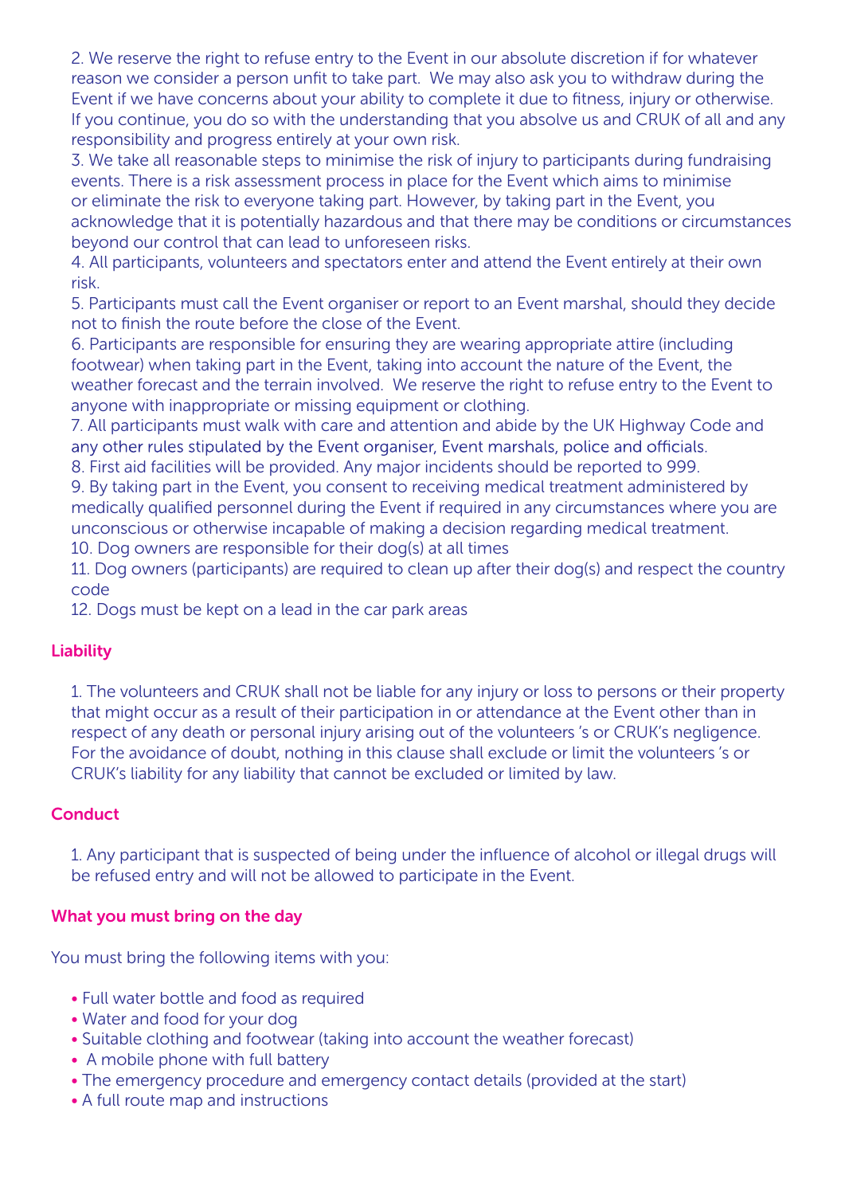2. We reserve the right to refuse entry to the Event in our absolute discretion if for whatever reason we consider a person unfit to take part. We may also ask you to withdraw during the Event if we have concerns about your ability to complete it due to fitness, injury or otherwise. If you continue, you do so with the understanding that you absolve us and CRUK of all and any responsibility and progress entirely at your own risk.
3. We take all reasonable steps to minimise the risk of injury to participants during fundraising events. There is a risk assessment process in place for the Event which aims to minimise or eliminate the risk to everyone taking part. However, by taking part in the Event, you acknowledge that it is potentially hazardous and that there may be conditions or circumstances beyond our control that can lead to unforeseen risks.
4. All participants, volunteers and spectators enter and attend the Event entirely at their own risk.
5. Participants must call the Event organiser or report to an Event marshal, should they decide not to finish the route before the close of the Event.
6. Participants are responsible for ensuring they are wearing appropriate attire (including footwear) when taking part in the Event, taking into account the nature of the Event, the weather forecast and the terrain involved. We reserve the right to refuse entry to the Event to anyone with inappropriate or missing equipment or clothing.
7. All participants must walk with care and attention and abide by the UK Highway Code and any other rules stipulated by the Event organiser, Event marshals, police and officials.
8. First aid facilities will be provided. Any major incidents should be reported to 999.
9. By taking part in the Event, you consent to receiving medical treatment administered by medically qualified personnel during the Event if required in any circumstances where you are unconscious or otherwise incapable of making a decision regarding medical treatment.
10. Dog owners are responsible for their dog(s) at all times
11. Dog owners (participants) are required to clean up after their dog(s) and respect the country code
12. Dogs must be kept on a lead in the car park areas

## Liability

1. The volunteers and CRUK shall not be liable for any injury or loss to persons or their property that might occur as a result of their participation in or attendance at the Event other than in respect of any death or personal injury arising out of the volunteers 's or CRUK's negligence. For the avoidance of doubt, nothing in this clause shall exclude or limit the volunteers 's or CRUK's liability for any liability that cannot be excluded or limited by law.

## Conduct

1. Any participant that is suspected of being under the influence of alcohol or illegal drugs will be refused entry and will not be allowed to participate in the Event.

## What you must bring on the day

You must bring the following items with you:

- Full water bottle and food as required
- Water and food for your dog
- Suitable clothing and footwear (taking into account the weather forecast)
- A mobile phone with full battery
- The emergency procedure and emergency contact details (provided at the start)
- A full route map and instructions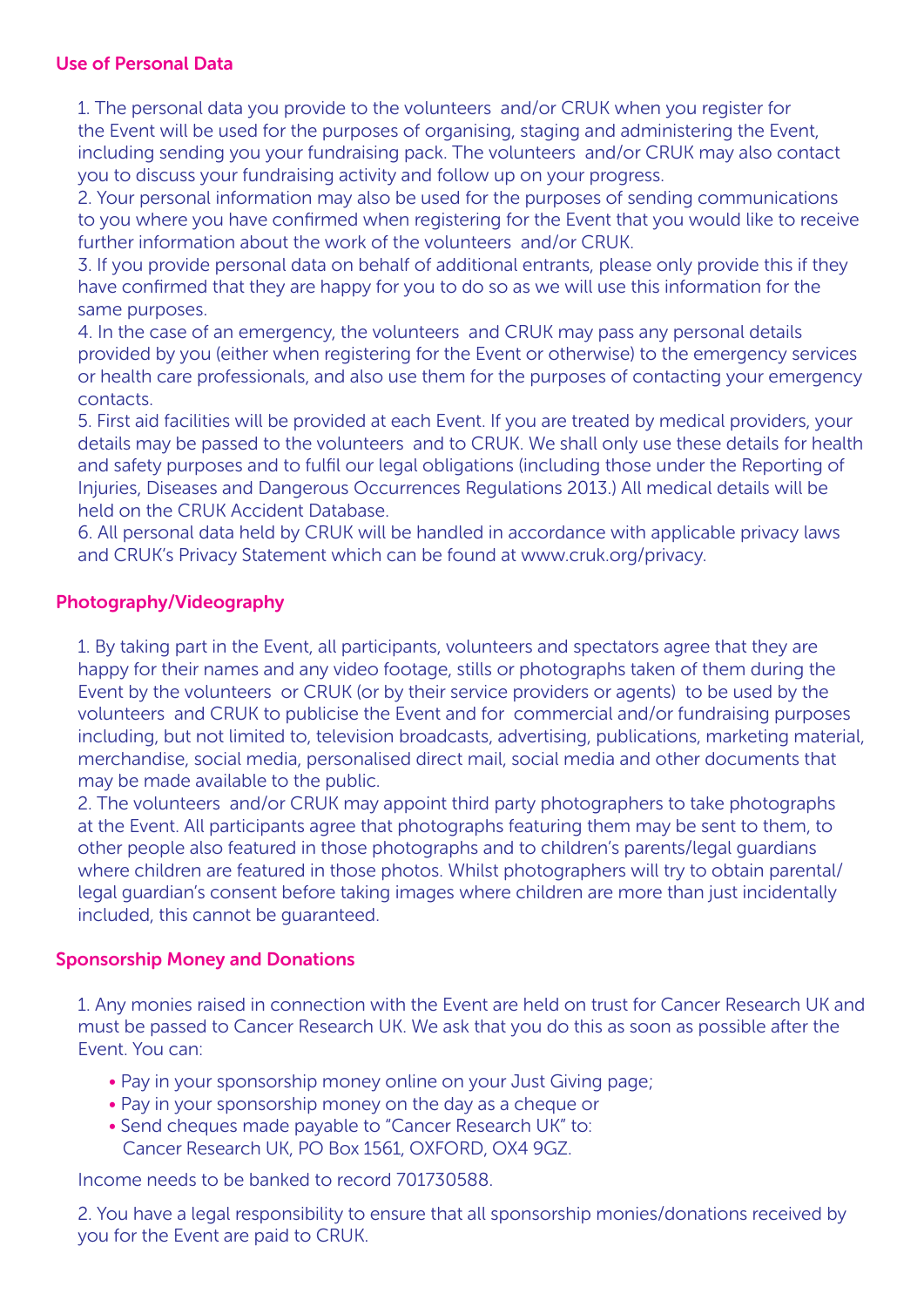## Use of Personal Data

1. The personal data you provide to the volunteers and/or CRUK when you register for the Event will be used for the purposes of organising, staging and administering the Event, including sending you your fundraising pack. The volunteers and/or CRUK may also contact you to discuss your fundraising activity and follow up on your progress.
2. Your personal information may also be used for the purposes of sending communications to you where you have confirmed when registering for the Event that you would like to receive further information about the work of the volunteers and/or CRUK.
3. If you provide personal data on behalf of additional entrants, please only provide this if they have confirmed that they are happy for you to do so as we will use this information for the same purposes.
4. In the case of an emergency, the volunteers and CRUK may pass any personal details provided by you (either when registering for the Event or otherwise) to the emergency services or health care professionals, and also use them for the purposes of contacting your emergency contacts.
5. First aid facilities will be provided at each Event. If you are treated by medical providers, your details may be passed to the volunteers and to CRUK. We shall only use these details for health and safety purposes and to fulfil our legal obligations (including those under the Reporting of Injuries, Diseases and Dangerous Occurrences Regulations 2013.) All medical details will be held on the CRUK Accident Database.
6. All personal data held by CRUK will be handled in accordance with applicable privacy laws and CRUK's Privacy Statement which can be found at www.cruk.org/privacy.

## Photography/Videography

1. By taking part in the Event, all participants, volunteers and spectators agree that they are happy for their names and any video footage, stills or photographs taken of them during the Event by the volunteers or CRUK (or by their service providers or agents) to be used by the volunteers and CRUK to publicise the Event and for commercial and/or fundraising purposes including, but not limited to, television broadcasts, advertising, publications, marketing material, merchandise, social media, personalised direct mail, social media and other documents that may be made available to the public.
2. The volunteers and/or CRUK may appoint third party photographers to take photographs at the Event. All participants agree that photographs featuring them may be sent to them, to other people also featured in those photographs and to children's parents/legal guardians where children are featured in those photos. Whilst photographers will try to obtain parental/legal guardian's consent before taking images where children are more than just incidentally included, this cannot be guaranteed.

## Sponsorship Money and Donations

1. Any monies raised in connection with the Event are held on trust for Cancer Research UK and must be passed to Cancer Research UK. We ask that you do this as soon as possible after the Event. You can:
   - Pay in your sponsorship money online on your Just Giving page;
   - Pay in your sponsorship money on the day as a cheque or
   - Send cheques made payable to "Cancer Research UK" to: Cancer Research UK, PO Box 1561, OXFORD, OX4 9GZ.

   Income needs to be banked to record 701730588.

2. You have a legal responsibility to ensure that all sponsorship monies/donations received by you for the Event are paid to CRUK.